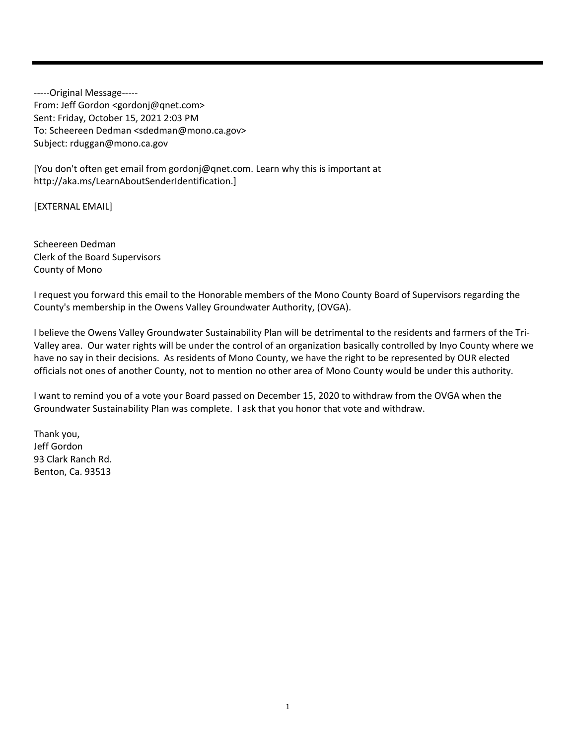-----Original Message-----  
From: Jeff Gordon <gordonj@qnet.com>  
Sent: Friday, October 15, 2021 2:03 PM  
To: Scheereen Dedman <sdedman@mono.ca.gov>  
Subject: rduggan@mono.ca.gov

[You don't often get email from gordonj@qnet.com. Learn why this is important at http://aka.ms/LearnAboutSenderIdentification.]

[EXTERNAL EMAIL]

Scheereen Dedman  
Clerk of the Board Supervisors  
County of Mono

I request you forward this email to the Honorable members of the Mono County Board of Supervisors regarding the County's membership in the Owens Valley Groundwater Authority, (OVGA).

I believe the Owens Valley Groundwater Sustainability Plan will be detrimental to the residents and farmers of the Tri-Valley area. Our water rights will be under the control of an organization basically controlled by Inyo County where we have no say in their decisions. As residents of Mono County, we have the right to be represented by OUR elected officials not ones of another County, not to mention no other area of Mono County would be under this authority.

I want to remind you of a vote your Board passed on December 15, 2020 to withdraw from the OVGA when the Groundwater Sustainability Plan was complete. I ask that you honor that vote and withdraw.

Thank you,  
Jeff Gordon  
93 Clark Ranch Rd.  
Benton, Ca. 93513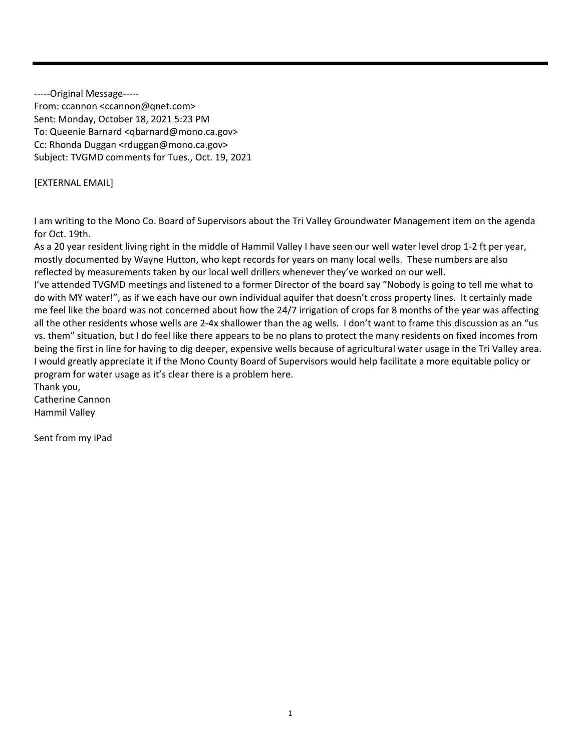-----Original Message-----
From: ccannon <ccannon@qnet.com>
Sent: Monday, October 18, 2021 5:23 PM
To: Queenie Barnard <qbarnard@mono.ca.gov>
Cc: Rhonda Duggan <rduggan@mono.ca.gov>
Subject: TVGMD comments for Tues., Oct. 19, 2021

[EXTERNAL EMAIL]

I am writing to the Mono Co. Board of Supervisors about the Tri Valley Groundwater Management item on the agenda for Oct. 19th.
As a 20 year resident living right in the middle of Hammil Valley I have seen our well water level drop 1-2 ft per year, mostly documented by Wayne Hutton, who kept records for years on many local wells. These numbers are also reflected by measurements taken by our local well drillers whenever they've worked on our well.
I've attended TVGMD meetings and listened to a former Director of the board say "Nobody is going to tell me what to do with MY water!", as if we each have our own individual aquifer that doesn't cross property lines. It certainly made me feel like the board was not concerned about how the 24/7 irrigation of crops for 8 months of the year was affecting all the other residents whose wells are 2-4x shallower than the ag wells. I don't want to frame this discussion as an "us vs. them" situation, but I do feel like there appears to be no plans to protect the many residents on fixed incomes from being the first in line for having to dig deeper, expensive wells because of agricultural water usage in the Tri Valley area. I would greatly appreciate it if the Mono County Board of Supervisors would help facilitate a more equitable policy or program for water usage as it's clear there is a problem here.
Thank you,
Catherine Cannon
Hammil Valley

Sent from my iPad